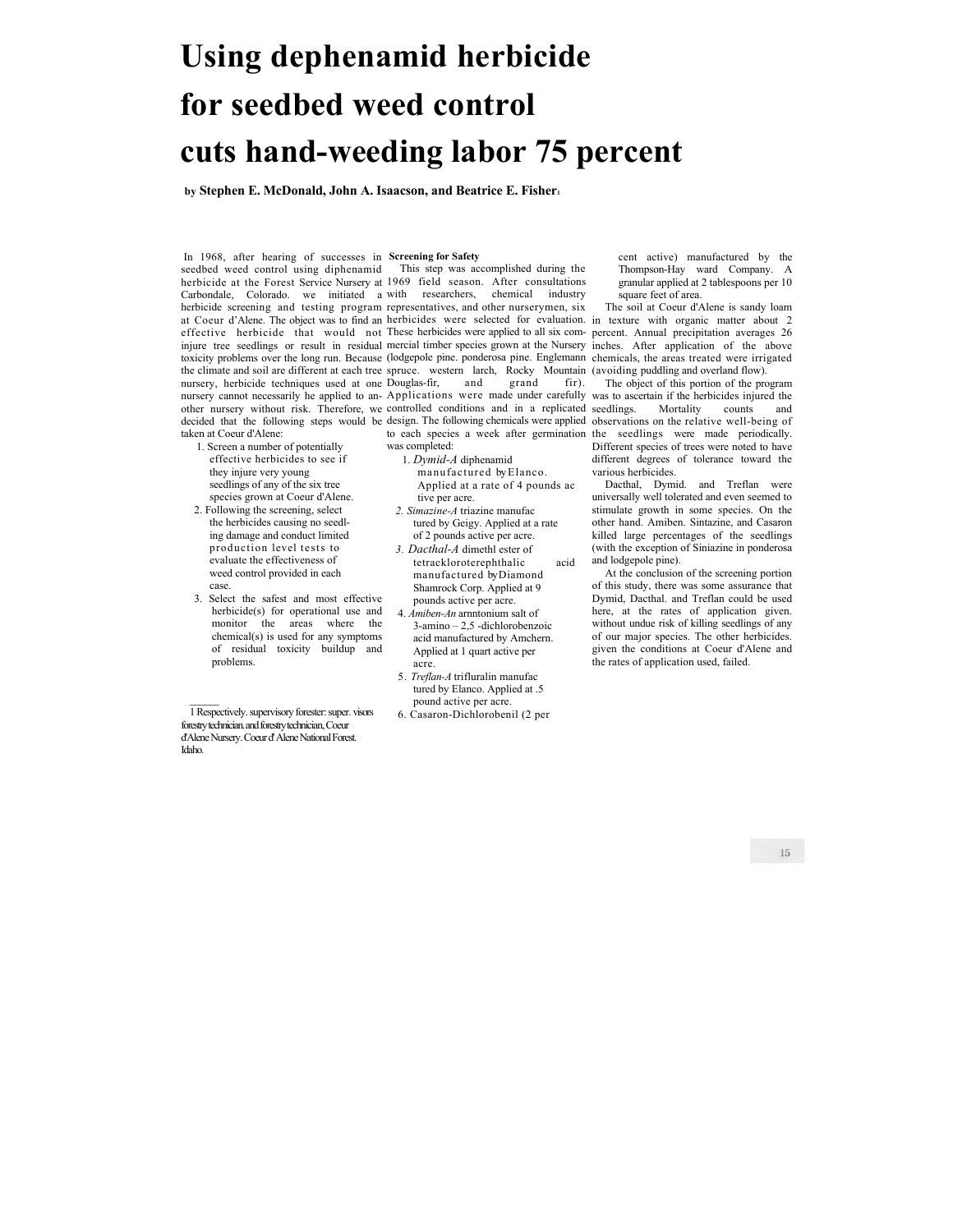# Using dephenamid herbicide for seedbed weed control cuts hand-weeding labor 75 percent

**by Stephen E. McDonald, John A. Isaacson, and Beatrice E. Fisher**[1]

In 1968, after hearing of successes in seedbed weed control using diphenamid herbicide at the Forest Service Nursery at Carbondale, Colorado. we initiated a herbicide screening and testing program at Coeur d'Alene. The object was to find an effective herbicide that would not injure tree seedlings or result in residual toxicity problems over the long run. Because the climate and soil are different at each tree nursery, herbicide techniques used at one nursery cannot necessarily he applied to another nursery without risk. Therefore, we decided that the following steps would be taken at Coeur d'Alene:

1. Screen a number of potentially effective herbicides to see if they injure very young seedlings of any of the six tree species grown at Coeur d'Alene.
2. Following the screening, select the herbicides causing no seedling damage and conduct limited production level tests to evaluate the effectiveness of weed control provided in each case.
3. Select the safest and most effective herbicide(s) for operational use and monitor the areas where the chemical(s) is used for any symptoms of residual toxicity buildup and problems.

**Screening for Safety**

This step was accomplished during the 1969 field season. After consultations with researchers, chemical industry representatives, and other nurserymen, six herbicides were selected for evaluation. These herbicides were applied to all six commercial timber species grown at the Nursery (lodgepole pine. ponderosa pine. Englemann spruce. western larch, Rocky Mountain Douglas-fir, and grand fir). Applications were made under carefully controlled conditions and in a replicated design. The following chemicals were applied to each species a week after germination was completed:

1. *Dymid-A* diphenamid manufactured by Elanco. Applied at a rate of 4 pounds active per acre.
2. *Simazine-A* triazine manufactured by Geigy. Applied at a rate of 2 pounds active per acre.
3. *Dacthal-A* dimethl ester of tetrackloroterephthalic acid manufactured by Diamond Shamrock Corp. Applied at 9 pounds active per acre.
4. *Amiben-An* arnntonium salt of 3-amino – 2,5 -dichlorobenzoic acid manufactured by Amchern. Applied at 1 quart active per acre.
5. *Treflan-A* trifluralin manufactured by Elanco. Applied at .5 pound active per acre.
6. Casaron-Dichlorobenil (2 percent active) manufactured by the Thompson-Hayward Company. A granular applied at 2 tablespoons per 10 square feet of area.

The soil at Coeur d'Alene is sandy loam in texture with organic matter about 2 percent. Annual precipitation averages 26 inches. After application of the above chemicals, the areas treated were irrigated (avoiding puddling and overland flow).

The object of this portion of the program was to ascertain if the herbicides injured the seedlings. Mortality counts and observations on the relative well-being of the seedlings were made periodically. Different species of trees were noted to have different degrees of tolerance toward the various herbicides.

Dacthal, Dymid. and Treflan were universally well tolerated and even seemed to stimulate growth in some species. On the other hand. Amiben. Sintazine, and Casaron killed large percentages of the seedlings (with the exception of Siniazine in ponderosa and lodgepole pine).

At the conclusion of the screening portion of this study, there was some assurance that Dymid, Dacthal. and Treflan could be used here, at the rates of application given. without undue risk of killing seedlings of any of our major species. The other herbicides. given the conditions at Coeur d'Alene and the rates of application used, failed.

---

[1] Respectively. supervisory forester: super. visors forestry technician. and forestry technician, Coeur d'Alene Nursery. Coeur d' Alene National Forest. Idaho.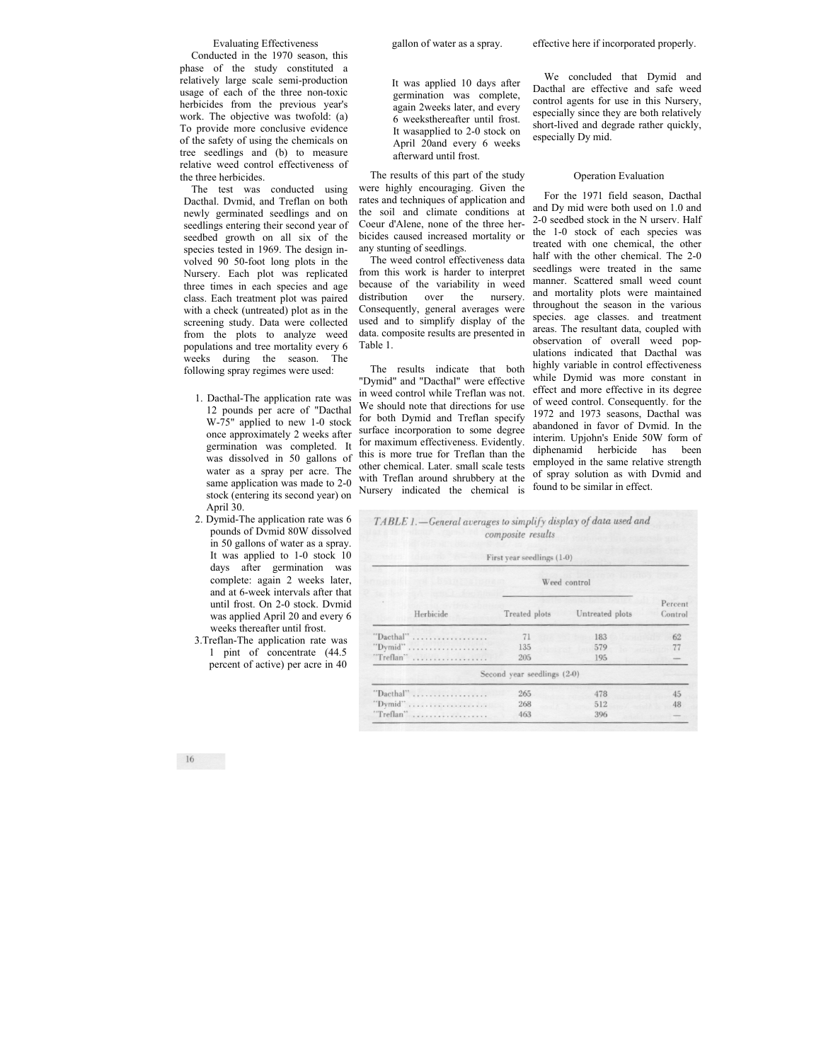### Evaluating Effectiveness

Conducted in the 1970 season, this phase of the study constituted a relatively large scale semi-production usage of each of the three non-toxic herbicides from the previous year's work. The objective was twofold: (a) To provide more conclusive evidence of the safety of using the chemicals on tree seedlings and (b) to measure relative weed control effectiveness of the three herbicides.

The test was conducted using Dacthal. Dvmid, and Treflan on both newly germinated seedlings and on seedlings entering their second year of seedbed growth on all six of the species tested in 1969. The design involved 90 50-foot long plots in the Nursery. Each plot was replicated three times in each species and age class. Each treatment plot was paired with a check (untreated) plot as in the screening study. Data were collected from the plots to analyze weed populations and tree mortality every 6 weeks during the season. The following spray regimes were used:

1. Dacthal-The application rate was 12 pounds per acre of "Dacthal W-75" applied to new 1-0 stock once approximately 2 weeks after germination was completed. It was dissolved in 50 gallons of water as a spray per acre. The same application was made to 2-0 stock (entering its second year) on April 30.
2. Dymid-The application rate was 6 pounds of Dvmid 80W dissolved in 50 gallons of water as a spray. It was applied to 1-0 stock 10 days after germination was complete: again 2 weeks later, and at 6-week intervals after that until frost. On 2-0 stock. Dvmid was applied April 20 and every 6 weeks thereafter until frost.
3. Treflan-The application rate was 1 pint of concentrate (44.5 percent of active) per acre in 40 gallon of water as a spray.

   It was applied 10 days after germination was complete, again 2weeks later, and every 6 weeksthereafter until frost. It wasapplied to 2-0 stock on April 20and every 6 weeks afterward until frost.

The results of this part of the study were highly encouraging. Given the rates and techniques of application and the soil and climate conditions at Coeur d'Alene, none of the three herbicides caused increased mortality or any stunting of seedlings.

The weed control effectiveness data from this work is harder to interpret because of the variability in weed distribution over the nursery. Consequently, general averages were used and to simplify display of the data. composite results are presented in Table 1.

The results indicate that both "Dymid" and "Dacthal" were effective in weed control while Treflan was not. We should note that directions for use for both Dymid and Treflan specify surface incorporation to some degree for maximum effectiveness. Evidently. this is more true for Treflan than the other chemical. Later. small scale tests with Treflan around shrubbery at the Nursery indicated the chemical is effective here if incorporated properly.

We concluded that Dymid and Dacthal are effective and safe weed control agents for use in this Nursery, especially since they are both relatively short-lived and degrade rather quickly, especially Dy mid.

### Operation Evaluation

For the 1971 field season, Dacthal and Dy mid were both used on 1.0 and 2-0 seedbed stock in the N urserv. Half the 1-0 stock of each species was treated with one chemical, the other half with the other chemical. The 2-0 seedlings were treated in the same manner. Scattered small weed count and mortality plots were maintained throughout the season in the various species. age classes. and treatment areas. The resultant data, coupled with observation of overall weed populations indicated that Dacthal was highly variable in control effectiveness while Dymid was more constant in effect and more effective in its degree of weed control. Consequently. for the 1972 and 1973 seasons, Dacthal was abandoned in favor of Dvmid. In the interim. Upjohn's Enide 50W form of diphenamid herbicide has been employed in the same relative strength of spray solution as with Dvmid and found to be similar in effect.

*TABLE 1.—General averages to simplify display of data used and composite results*

| Herbicide | Weed control | | |
|---|---|---|---|
| | Treated plots | Untreated plots | Percent Control |
| **First year seedlings (1-0)** | | | |
| "Dacthal" | 71 | 183 | 62 |
| "Dymid" | 135 | 579 | 77 |
| "Treflan" | 205 | 195 | — |
| **Second year seedlings (2-0)** | | | |
| "Dacthal" | 265 | 478 | 45 |
| "Dymid" | 268 | 512 | 48 |
| "Treflan" | 463 | 396 | — |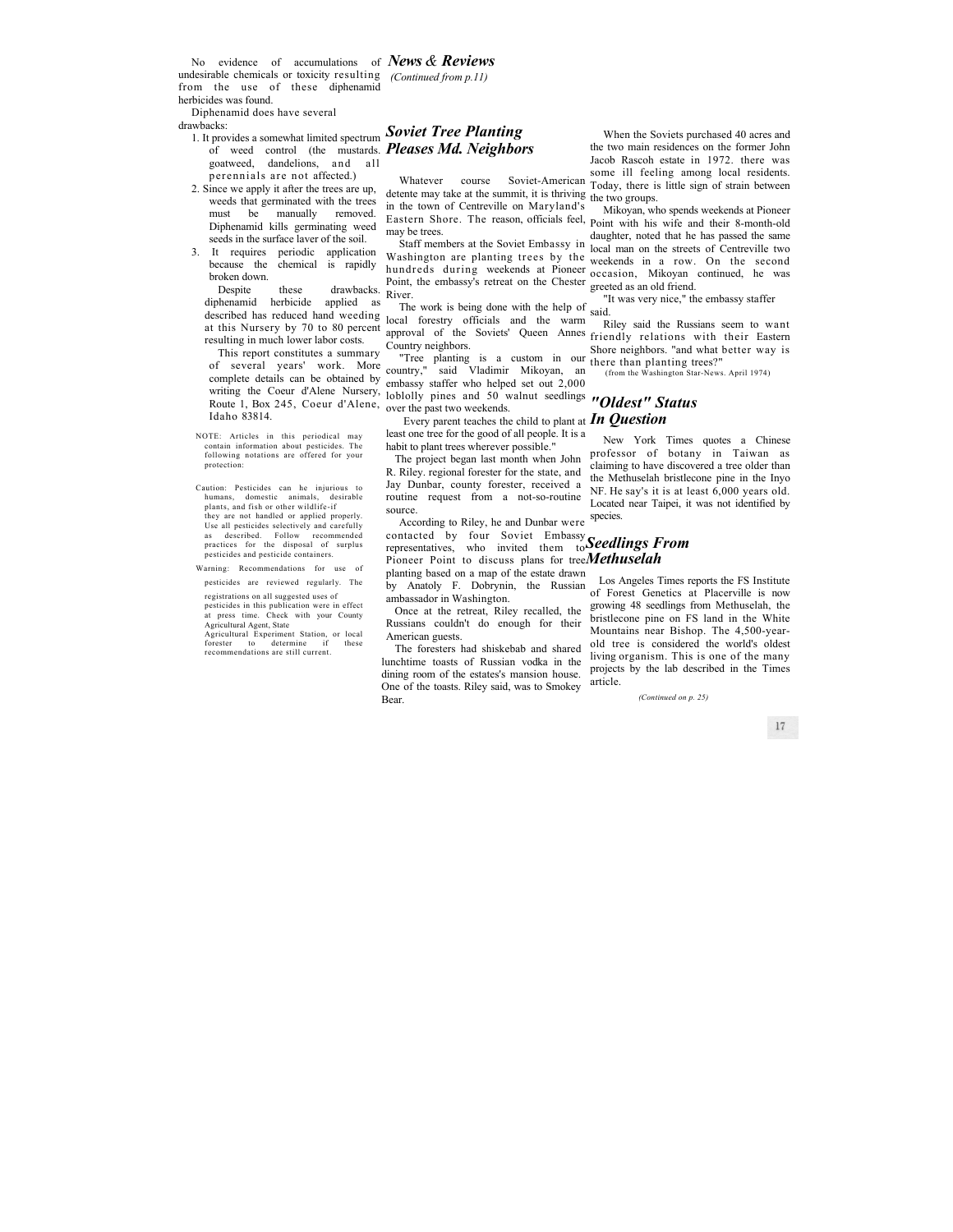No evidence of accumulations of undesirable chemicals or toxicity resulting from the use of these diphenamid herbicides was found.

Diphenamid does have several drawbacks:

1. It provides a somewhat limited spectrum of weed control (the mustards. goatweed, dandelions, and all perennials are not affected.)
2. Since we apply it after the trees are up, weeds that germinated with the trees must be manually removed. Diphenamid kills germinating weed seeds in the surface laver of the soil.
3. It requires periodic application because the chemical is rapidly broken down.

Despite these drawbacks. diphenamid herbicide applied as described has reduced hand weeding at this Nursery by 70 to 80 percent resulting in much lower labor costs.

This report constitutes a summary of several years' work. More complete details can be obtained by writing the Coeur d'Alene Nursery, Route 1, Box 245, Coeur d'Alene, Idaho 83814.

NOTE: Articles in this periodical may contain information about pesticides. The following notations are offered for your protection:

Caution: Pesticides can he injurious to humans, domestic animals, desirable plants, and fish or other wildlife-if they are not handled or applied properly. Use all pesticides selectively and carefully as described. Follow recommended practices for the disposal of surplus pesticides and pesticide containers.

Warning: Recommendations for use of pesticides are reviewed regularly. The registrations on all suggested uses of pesticides in this publication were in effect at press time. Check with your County Agricultural Agent, State Agricultural Experiment Station, or local forester to determine if these recommendations are still current.

## *News & Reviews*

*(Continued from p.11)*

### *Soviet Tree Planting Pleases Md. Neighbors*

Whatever course Soviet-American detente may take at the summit, it is thriving in the town of Centreville on Maryland's Eastern Shore. The reason, officials feel, may be trees.

Staff members at the Soviet Embassy in Washington are planting trees by the hundreds during weekends at Pioneer Point, the embassy's retreat on the Chester River.

The work is being done with the help of local forestry officials and the warm approval of the Soviets' Queen Annes Country neighbors.

"Tree planting is a custom in our country," said Vladimir Mikoyan, an embassy staffer who helped set out 2,000 loblolly pines and 50 walnut seedlings over the past two weekends.

Every parent teaches the child to plant at least one tree for the good of all people. It is a habit to plant trees wherever possible."

The project began last month when John R. Riley. regional forester for the state, and Jay Dunbar, county forester, received a routine request from a not-so-routine source.

According to Riley, he and Dunbar were contacted by four Soviet Embassy representatives, who invited them to Pioneer Point to discuss plans for tree planting based on a map of the estate drawn by Anatoly F. Dobrynin, the Russian ambassador in Washington.

Once at the retreat, Riley recalled, the Russians couldn't do enough for their American guests.

The foresters had shiskebab and shared lunchtime toasts of Russian vodka in the dining room of the estates's mansion house. One of the toasts. Riley said, was to Smokey Bear.

When the Soviets purchased 40 acres and the two main residences on the former John Jacob Rascoh estate in 1972. there was some ill feeling among local residents. Today, there is little sign of strain between the two groups.

Mikoyan, who spends weekends at Pioneer Point with his wife and their 8-month-old daughter, noted that he has passed the same local man on the streets of Centreville two weekends in a row. On the second occasion, Mikoyan continued, he was greeted as an old friend.

"It was very nice," the embassy staffer said.

Riley said the Russians seem to want friendly relations with their Eastern Shore neighbors. "and what better way is there than planting trees?"

(from the Washington Star-News. April 1974)

### *"Oldest" Status In Question*

New York Times quotes a Chinese professor of botany in Taiwan as claiming to have discovered a tree older than the Methuselah bristlecone pine in the Inyo NF. He say's it is at least 6,000 years old. Located near Taipei, it was not identified by species.

### *Seedlings From Methuselah*

Los Angeles Times reports the FS Institute of Forest Genetics at Placerville is now growing 48 seedlings from Methuselah, the bristlecone pine on FS land in the White Mountains near Bishop. The 4,500-year-old tree is considered the world's oldest living organism. This is one of the many projects by the lab described in the Times article.

*(Continued on p. 25)*